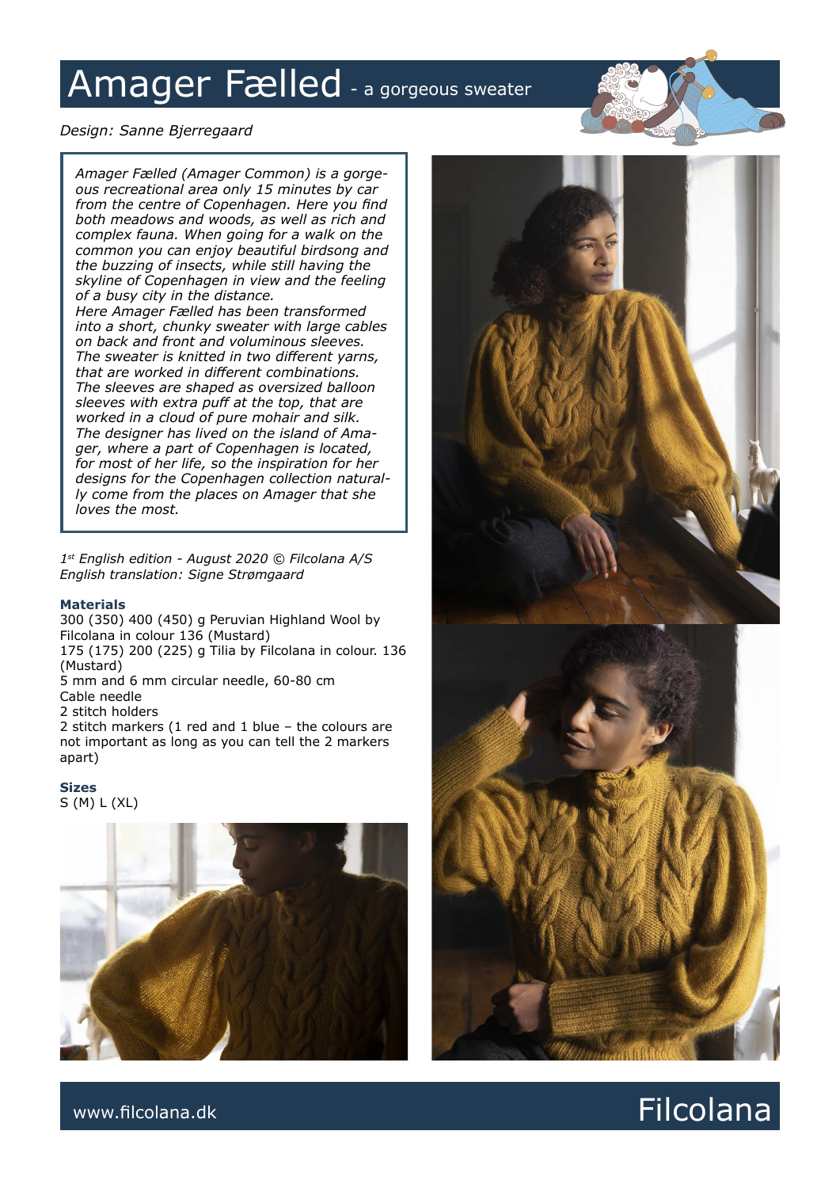# Amager Fælled - a gorgeous sweater

*Design: Sanne Bjerregaard*

*Amager Fælled (Amager Common) is a gorgeous recreational area only 15 minutes by car from the centre of Copenhagen. Here you find both meadows and woods, as well as rich and complex fauna. When going for a walk on the common you can enjoy beautiful birdsong and the buzzing of insects, while still having the skyline of Copenhagen in view and the feeling of a busy city in the distance.*
*Here Amager Fælled has been transformed into a short, chunky sweater with large cables on back and front and voluminous sleeves. The sweater is knitted in two different yarns, that are worked in different combinations. The sleeves are shaped as oversized balloon sleeves with extra puff at the top, that are worked in a cloud of pure mohair and silk.*
*The designer has lived on the island of Amager, where a part of Copenhagen is located, for most of her life, so the inspiration for her designs for the Copenhagen collection naturally come from the places on Amager that she loves the most.*

*1st English edition - August 2020 © Filcolana A/S*
*English translation: Signe Strømgaard*

### Materials

300 (350) 400 (450) g Peruvian Highland Wool by Filcolana in colour 136 (Mustard)
175 (175) 200 (225) g Tilia by Filcolana in colour. 136 (Mustard)
5 mm and 6 mm circular needle, 60-80 cm
Cable needle
2 stitch holders
2 stitch markers (1 red and 1 blue – the colours are not important as long as you can tell the 2 markers apart)

### Sizes

S (M) L (XL)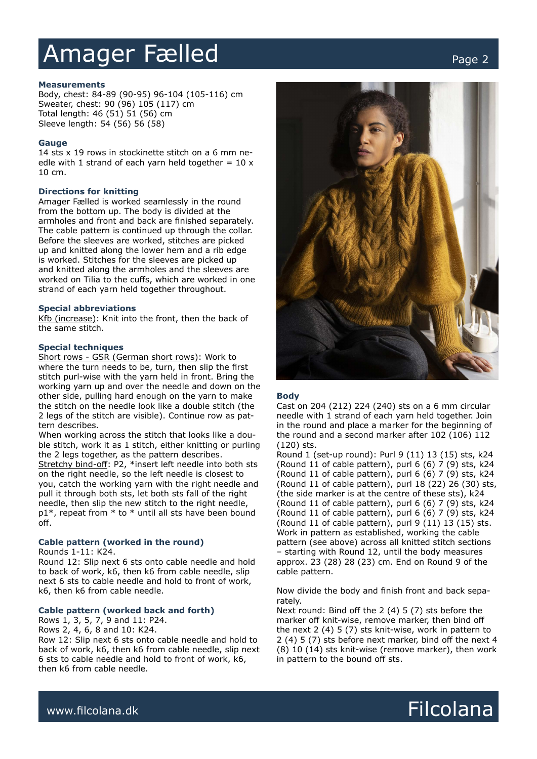## Measurements

Body, chest: 84-89 (90-95) 96-104 (105-116) cm
Sweater, chest: 90 (96) 105 (117) cm
Total length: 46 (51) 51 (56) cm
Sleeve length: 54 (56) 56 (58)

## Gauge

14 sts x 19 rows in stockinette stitch on a 6 mm needle with 1 strand of each yarn held together = 10 x 10 cm.

## Directions for knitting

Amager Fælled is worked seamlessly in the round from the bottom up. The body is divided at the armholes and front and back are finished separately. The cable pattern is continued up through the collar. Before the sleeves are worked, stitches are picked up and knitted along the lower hem and a rib edge is worked. Stitches for the sleeves are picked up and knitted along the armholes and the sleeves are worked on Tilia to the cuffs, which are worked in one strand of each yarn held together throughout.

## Special abbreviations

Kfb (increase): Knit into the front, then the back of the same stitch.

## Special techniques

Short rows - GSR (German short rows): Work to where the turn needs to be, turn, then slip the first stitch purl-wise with the yarn held in front. Bring the working yarn up and over the needle and down on the other side, pulling hard enough on the yarn to make the stitch on the needle look like a double stitch (the 2 legs of the stitch are visible). Continue row as pattern describes.
When working across the stitch that looks like a double stitch, work it as 1 stitch, either knitting or purling the 2 legs together, as the pattern describes.
Stretchy bind-off: P2, *insert left needle into both sts on the right needle, so the left needle is closest to you, catch the working yarn with the right needle and pull it through both sts, let both sts fall of the right needle, then slip the new stitch to the right needle, p1*, repeat from * to * until all sts have been bound off.

## Cable pattern (worked in the round)

Rounds 1-11: K24.
Round 12: Slip next 6 sts onto cable needle and hold to back of work, k6, then k6 from cable needle, slip next 6 sts to cable needle and hold to front of work, k6, then k6 from cable needle.

## Cable pattern (worked back and forth)

Rows 1, 3, 5, 7, 9 and 11: P24.
Rows 2, 4, 6, 8 and 10: K24.
Row 12: Slip next 6 sts onto cable needle and hold to back of work, k6, then k6 from cable needle, slip next 6 sts to cable needle and hold to front of work, k6, then k6 from cable needle.

## Body

Cast on 204 (212) 224 (240) sts on a 6 mm circular needle with 1 strand of each yarn held together. Join in the round and place a marker for the beginning of the round and a second marker after 102 (106) 112 (120) sts.
Round 1 (set-up round): Purl 9 (11) 13 (15) sts, k24 (Round 11 of cable pattern), purl 6 (6) 7 (9) sts, k24 (Round 11 of cable pattern), purl 6 (6) 7 (9) sts, k24 (Round 11 of cable pattern), purl 18 (22) 26 (30) sts, (the side marker is at the centre of these sts), k24 (Round 11 of cable pattern), purl 6 (6) 7 (9) sts, k24 (Round 11 of cable pattern), purl 6 (6) 7 (9) sts, k24 (Round 11 of cable pattern), purl 9 (11) 13 (15) sts.
Work in pattern as established, working the cable pattern (see above) across all knitted stitch sections – starting with Round 12, until the body measures approx. 23 (28) 28 (23) cm. End on Round 9 of the cable pattern.

Now divide the body and finish front and back separately.
Next round: Bind off the 2 (4) 5 (7) sts before the marker off knit-wise, remove marker, then bind off the next 2 (4) 5 (7) sts knit-wise, work in pattern to 2 (4) 5 (7) sts before next marker, bind off the next 4 (8) 10 (14) sts knit-wise (remove marker), then work in pattern to the bound off sts.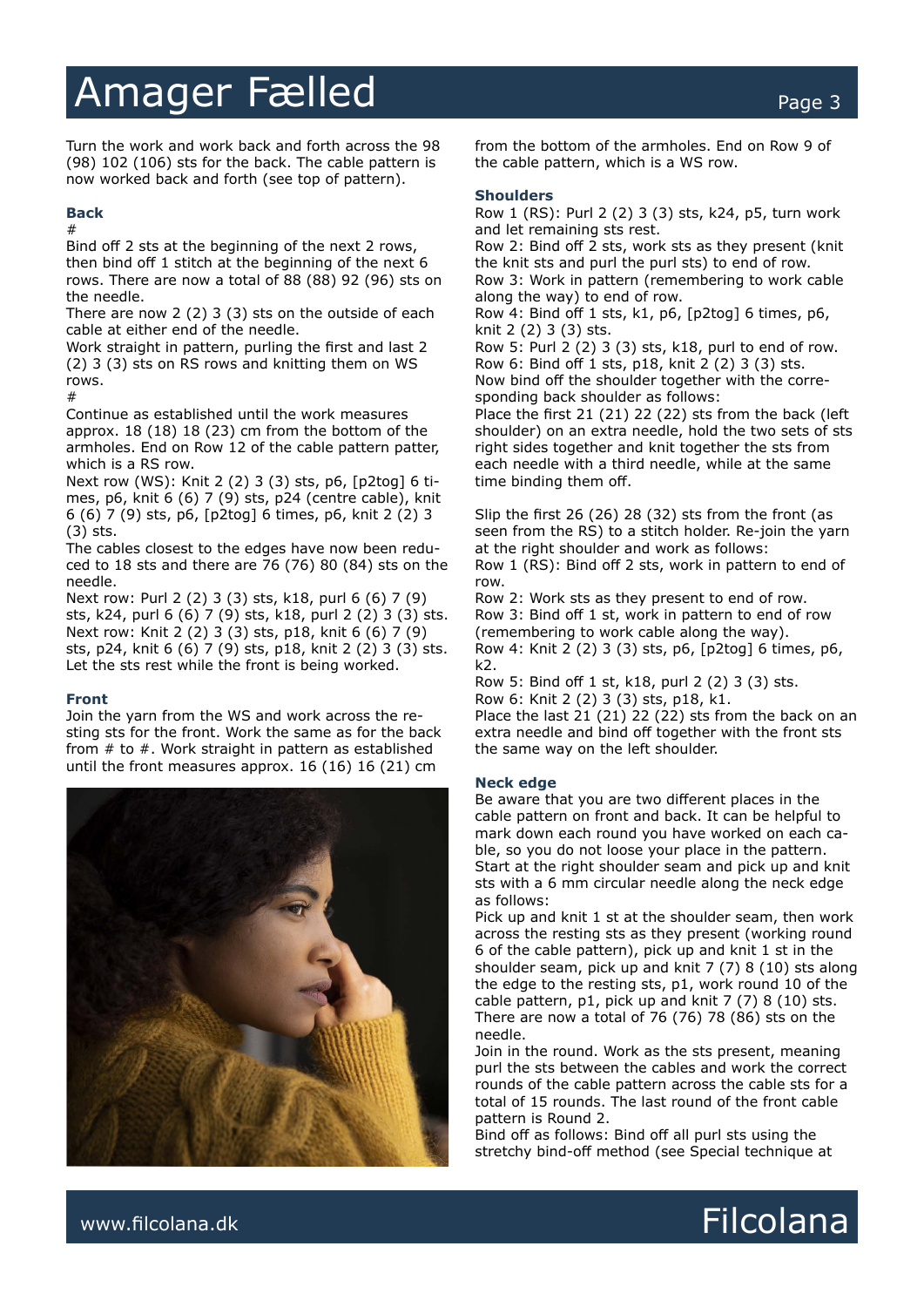Turn the work and work back and forth across the 98 (98) 102 (106) sts for the back. The cable pattern is now worked back and forth (see top of pattern).

### Back

#

Bind off 2 sts at the beginning of the next 2 rows, then bind off 1 stitch at the beginning of the next 6 rows. There are now a total of 88 (88) 92 (96) sts on the needle.

There are now 2 (2) 3 (3) sts on the outside of each cable at either end of the needle.

Work straight in pattern, purling the first and last 2 (2) 3 (3) sts on RS rows and knitting them on WS rows.

#

Continue as established until the work measures approx. 18 (18) 18 (23) cm from the bottom of the armholes. End on Row 12 of the cable pattern patter, which is a RS row.

Next row (WS): Knit 2 (2) 3 (3) sts, p6, [p2tog] 6 times, p6, knit 6 (6) 7 (9) sts, p24 (centre cable), knit 6 (6) 7 (9) sts, p6, [p2tog] 6 times, p6, knit 2 (2) 3 (3) sts.

The cables closest to the edges have now been reduced to 18 sts and there are 76 (76) 80 (84) sts on the needle.

Next row: Purl 2 (2) 3 (3) sts, k18, purl 6 (6) 7 (9) sts, k24, purl 6 (6) 7 (9) sts, k18, purl 2 (2) 3 (3) sts.

Next row: Knit 2 (2) 3 (3) sts, p18, knit 6 (6) 7 (9) sts, p24, knit 6 (6) 7 (9) sts, p18, knit 2 (2) 3 (3) sts.

Let the sts rest while the front is being worked.

### Front

Join the yarn from the WS and work across the resting sts for the front. Work the same as for the back from # to #. Work straight in pattern as established until the front measures approx. 16 (16) 16 (21) cm from the bottom of the armholes. End on Row 9 of the cable pattern, which is a WS row.

### Shoulders

Row 1 (RS): Purl 2 (2) 3 (3) sts, k24, p5, turn work and let remaining sts rest.

Row 2: Bind off 2 sts, work sts as they present (knit the knit sts and purl the purl sts) to end of row.

Row 3: Work in pattern (remembering to work cable along the way) to end of row.

Row 4: Bind off 1 sts, k1, p6, [p2tog] 6 times, p6, knit 2 (2) 3 (3) sts.

Row 5: Purl 2 (2) 3 (3) sts, k18, purl to end of row.

Row 6: Bind off 1 sts, p18, knit 2 (2) 3 (3) sts.

Now bind off the shoulder together with the corresponding back shoulder as follows:

Place the first 21 (21) 22 (22) sts from the back (left shoulder) on an extra needle, hold the two sets of sts right sides together and knit together the sts from each needle with a third needle, while at the same time binding them off.

Slip the first 26 (26) 28 (32) sts from the front (as seen from the RS) to a stitch holder. Re-join the yarn at the right shoulder and work as follows:

Row 1 (RS): Bind off 2 sts, work in pattern to end of row.

Row 2: Work sts as they present to end of row.

Row 3: Bind off 1 st, work in pattern to end of row (remembering to work cable along the way).

Row 4: Knit 2 (2) 3 (3) sts, p6, [p2tog] 6 times, p6, k2.

Row 5: Bind off 1 st, k18, purl 2 (2) 3 (3) sts.

Row 6: Knit 2 (2) 3 (3) sts, p18, k1.

Place the last 21 (21) 22 (22) sts from the back on an extra needle and bind off together with the front sts the same way on the left shoulder.

### Neck edge

Be aware that you are two different places in the cable pattern on front and back. It can be helpful to mark down each round you have worked on each cable, so you do not loose your place in the pattern. Start at the right shoulder seam and pick up and knit sts with a 6 mm circular needle along the neck edge as follows:

Pick up and knit 1 st at the shoulder seam, then work across the resting sts as they present (working round 6 of the cable pattern), pick up and knit 1 st in the shoulder seam, pick up and knit 7 (7) 8 (10) sts along the edge to the resting sts, p1, work round 10 of the cable pattern, p1, pick up and knit 7 (7) 8 (10) sts. There are now a total of 76 (76) 78 (86) sts on the needle.

Join in the round. Work as the sts present, meaning purl the sts between the cables and work the correct rounds of the cable pattern across the cable sts for a total of 15 rounds. The last round of the front cable pattern is Round 2.

Bind off as follows: Bind off all purl sts using the stretchy bind-off method (see Special technique at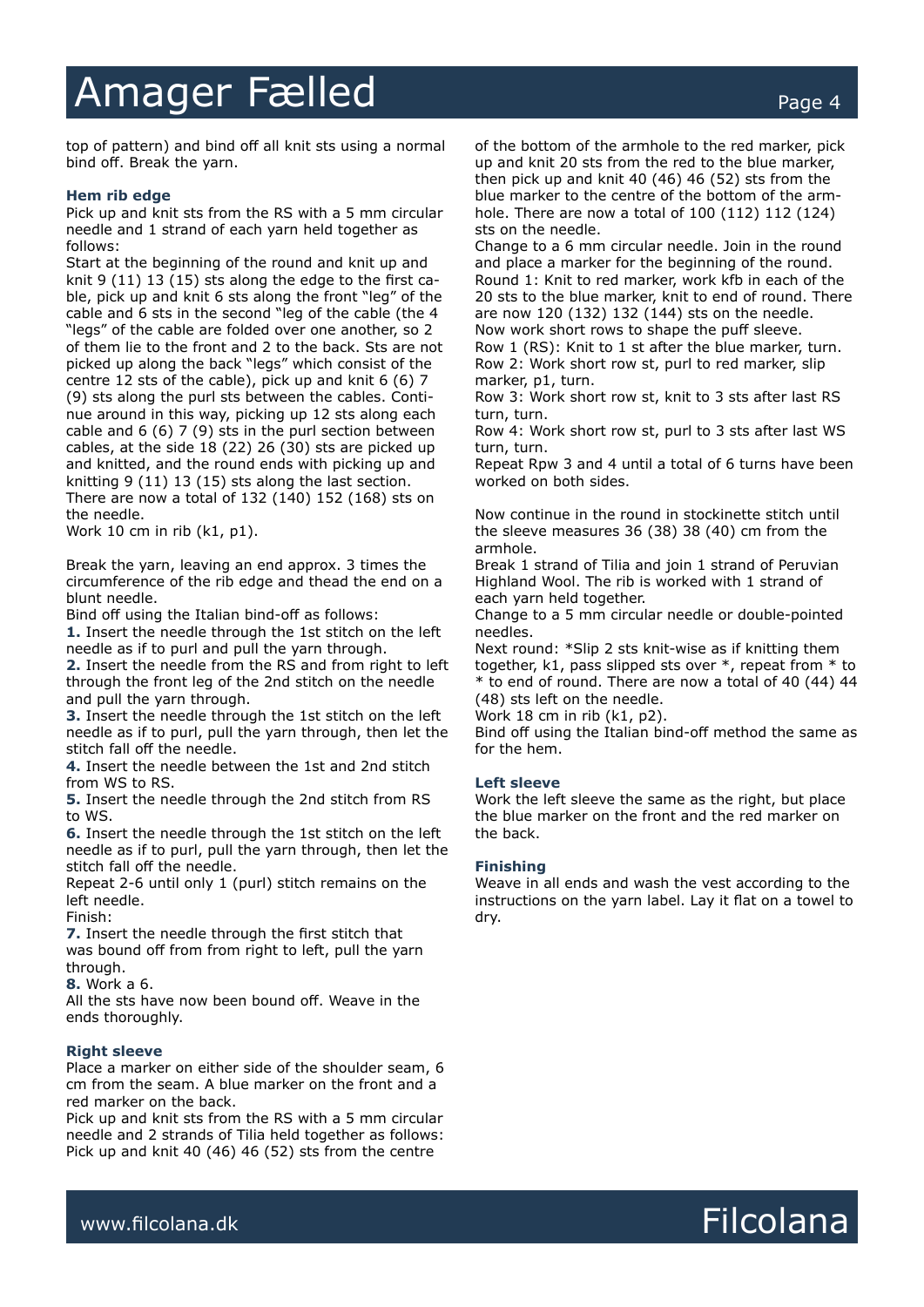top of pattern) and bind off all knit sts using a normal bind off. Break the yarn.

### Hem rib edge

Pick up and knit sts from the RS with a 5 mm circular needle and 1 strand of each yarn held together as follows:
Start at the beginning of the round and knit up and knit 9 (11) 13 (15) sts along the edge to the first cable, pick up and knit 6 sts along the front "leg" of the cable and 6 sts in the second "leg of the cable (the 4 "legs" of the cable are folded over one another, so 2 of them lie to the front and 2 to the back. Sts are not picked up along the back "legs" which consist of the centre 12 sts of the cable), pick up and knit 6 (6) 7 (9) sts along the purl sts between the cables. Continue around in this way, picking up 12 sts along each cable and 6 (6) 7 (9) sts in the purl section between cables, at the side 18 (22) 26 (30) sts are picked up and knitted, and the round ends with picking up and knitting 9 (11) 13 (15) sts along the last section.
There are now a total of 132 (140) 152 (168) sts on the needle.
Work 10 cm in rib (k1, p1).

Break the yarn, leaving an end approx. 3 times the circumference of the rib edge and thead the end on a blunt needle.
Bind off using the Italian bind-off as follows:
**1.** Insert the needle through the 1st stitch on the left needle as if to purl and pull the yarn through.
**2.** Insert the needle from the RS and from right to left through the front leg of the 2nd stitch on the needle and pull the yarn through.
**3.** Insert the needle through the 1st stitch on the left needle as if to purl, pull the yarn through, then let the stitch fall off the needle.
**4.** Insert the needle between the 1st and 2nd stitch from WS to RS.
**5.** Insert the needle through the 2nd stitch from RS to WS.
**6.** Insert the needle through the 1st stitch on the left needle as if to purl, pull the yarn through, then let the stitch fall off the needle.
Repeat 2-6 until only 1 (purl) stitch remains on the left needle.
Finish:
**7.** Insert the needle through the first stitch that was bound off from from right to left, pull the yarn through.
**8.** Work a 6.
All the sts have now been bound off. Weave in the ends thoroughly.

### Right sleeve

Place a marker on either side of the shoulder seam, 6 cm from the seam. A blue marker on the front and a red marker on the back.
Pick up and knit sts from the RS with a 5 mm circular needle and 2 strands of Tilia held together as follows:
Pick up and knit 40 (46) 46 (52) sts from the centre of the bottom of the armhole to the red marker, pick up and knit 20 sts from the red to the blue marker, then pick up and knit 40 (46) 46 (52) sts from the blue marker to the centre of the bottom of the armhole. There are now a total of 100 (112) 112 (124) sts on the needle.
Change to a 6 mm circular needle. Join in the round and place a marker for the beginning of the round.
Round 1: Knit to red marker, work kfb in each of the 20 sts to the blue marker, knit to end of round. There are now 120 (132) 132 (144) sts on the needle.
Now work short rows to shape the puff sleeve.
Row 1 (RS): Knit to 1 st after the blue marker, turn.
Row 2: Work short row st, purl to red marker, slip marker, p1, turn.
Row 3: Work short row st, knit to 3 sts after last RS turn, turn.
Row 4: Work short row st, purl to 3 sts after last WS turn, turn.
Repeat Rpw 3 and 4 until a total of 6 turns have been worked on both sides.

Now continue in the round in stockinette stitch until the sleeve measures 36 (38) 38 (40) cm from the armhole.
Break 1 strand of Tilia and join 1 strand of Peruvian Highland Wool. The rib is worked with 1 strand of each yarn held together.
Change to a 5 mm circular needle or double-pointed needles.
Next round: *Slip 2 sts knit-wise as if knitting them together, k1, pass slipped sts over *, repeat from * to * to end of round. There are now a total of 40 (44) 44 (48) sts left on the needle.
Work 18 cm in rib (k1, p2).
Bind off using the Italian bind-off method the same as for the hem.

### Left sleeve

Work the left sleeve the same as the right, but place the blue marker on the front and the red marker on the back.

### Finishing

Weave in all ends and wash the vest according to the instructions on the yarn label. Lay it flat on a towel to dry.